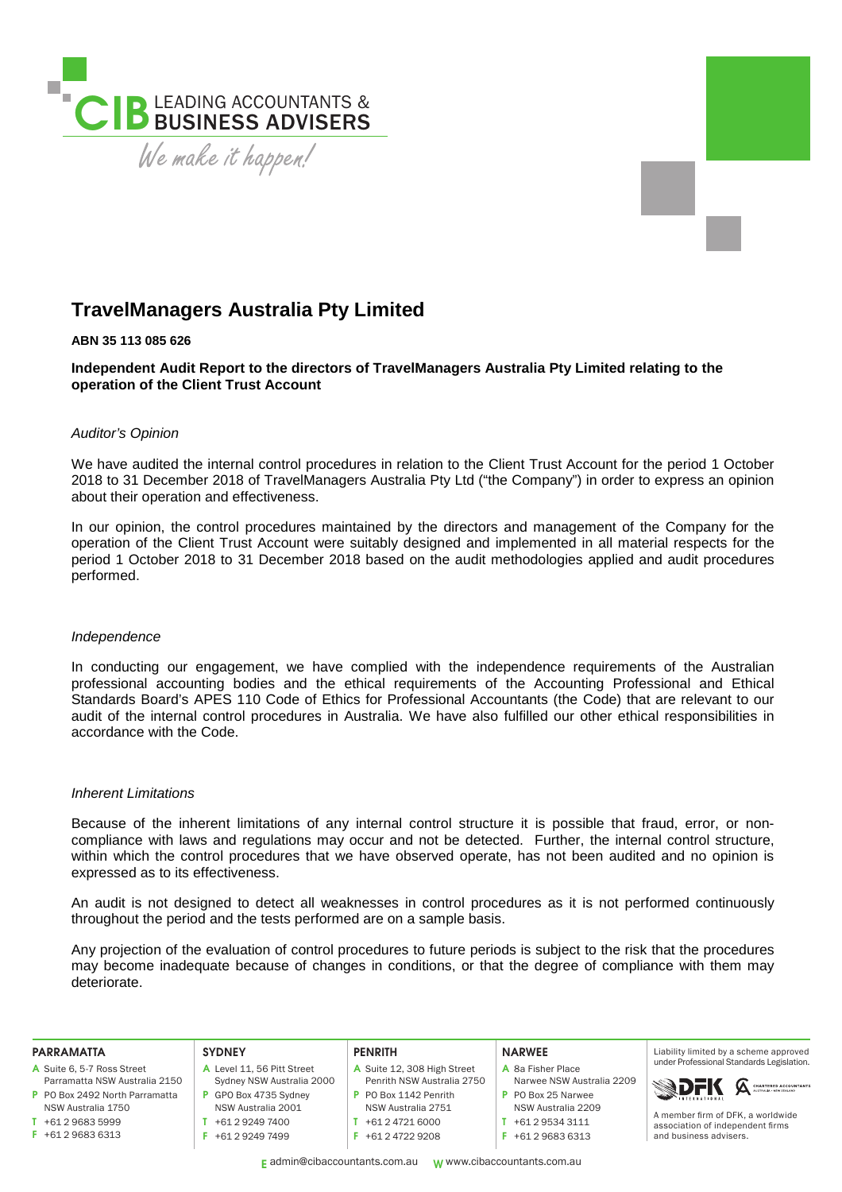CIB LEADING ACCOUNTANTS & BUSINESS ADVISERS

*We make it happen!*

# TravelManagers Australia Pty Limited

**ABN 35 113 085 626**

**Independent Audit Report to the directors of TravelManagers Australia Pty Limited relating to the operation of the Client Trust Account**

*Auditor's Opinion*

We have audited the internal control procedures in relation to the Client Trust Account for the period 1 October 2018 to 31 December 2018 of TravelManagers Australia Pty Ltd ("the Company") in order to express an opinion about their operation and effectiveness.

In our opinion, the control procedures maintained by the directors and management of the Company for the operation of the Client Trust Account were suitably designed and implemented in all material respects for the period 1 October 2018 to 31 December 2018 based on the audit methodologies applied and audit procedures performed.

*Independence*

In conducting our engagement, we have complied with the independence requirements of the Australian professional accounting bodies and the ethical requirements of the Accounting Professional and Ethical Standards Board's APES 110 Code of Ethics for Professional Accountants (the Code) that are relevant to our audit of the internal control procedures in Australia. We have also fulfilled our other ethical responsibilities in accordance with the Code.

*Inherent Limitations*

Because of the inherent limitations of any internal control structure it is possible that fraud, error, or non-compliance with laws and regulations may occur and not be detected. Further, the internal control structure, within which the control procedures that we have observed operate, has not been audited and no opinion is expressed as to its effectiveness.

An audit is not designed to detect all weaknesses in control procedures as it is not performed continuously throughout the period and the tests performed are on a sample basis.

Any projection of the evaluation of control procedures to future periods is subject to the risk that the procedures may become inadequate because of changes in conditions, or that the degree of compliance with them may deteriorate.

**PARRAMATTA**
A Suite 6, 5-7 Ross Street Parramatta NSW Australia 2150
P PO Box 2492 North Parramatta NSW Australia 1750
T +61 2 9683 5999
F +61 2 9683 6313

**SYDNEY**
A Level 11, 56 Pitt Street Sydney NSW Australia 2000
P GPO Box 4735 Sydney NSW Australia 2001
T +61 2 9249 7400
F +61 2 9249 7499

**PENRITH**
A Suite 12, 308 High Street Penrith NSW Australia 2750
P PO Box 1142 Penrith NSW Australia 2751
T +61 2 4721 6000
F +61 2 4722 9208

**NARWEE**
A 8a Fisher Place Narwee NSW Australia 2209
P PO Box 25 Narwee NSW Australia 2209
T +61 2 9534 3111
F +61 2 9683 6313

Liability limited by a scheme approved under Professional Standards Legislation.

A member firm of DFK, a worldwide association of independent firms and business advisers.

E admin@cibaccountants.com.au W www.cibaccountants.com.au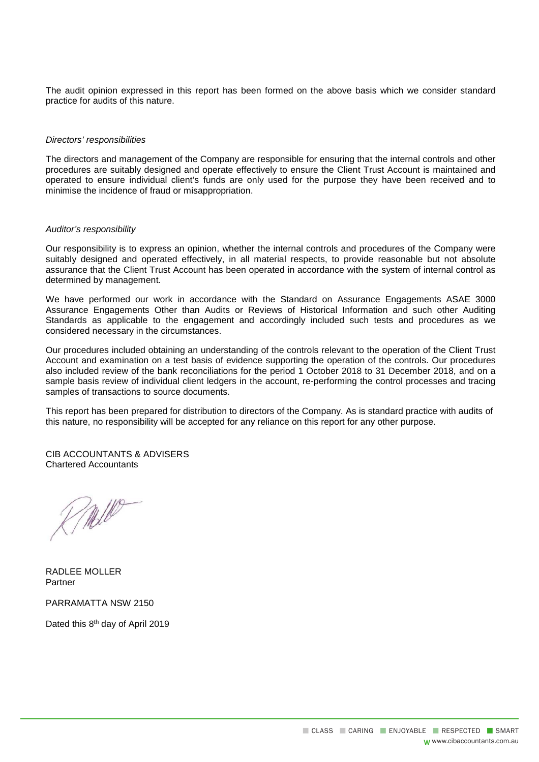The audit opinion expressed in this report has been formed on the above basis which we consider standard practice for audits of this nature.

*Directors' responsibilities*

The directors and management of the Company are responsible for ensuring that the internal controls and other procedures are suitably designed and operate effectively to ensure the Client Trust Account is maintained and operated to ensure individual client's funds are only used for the purpose they have been received and to minimise the incidence of fraud or misappropriation.

*Auditor's responsibility*

Our responsibility is to express an opinion, whether the internal controls and procedures of the Company were suitably designed and operated effectively, in all material respects, to provide reasonable but not absolute assurance that the Client Trust Account has been operated in accordance with the system of internal control as determined by management.

We have performed our work in accordance with the Standard on Assurance Engagements ASAE 3000 Assurance Engagements Other than Audits or Reviews of Historical Information and such other Auditing Standards as applicable to the engagement and accordingly included such tests and procedures as we considered necessary in the circumstances.

Our procedures included obtaining an understanding of the controls relevant to the operation of the Client Trust Account and examination on a test basis of evidence supporting the operation of the controls. Our procedures also included review of the bank reconciliations for the period 1 October 2018 to 31 December 2018, and on a sample basis review of individual client ledgers in the account, re-performing the control processes and tracing samples of transactions to source documents.

This report has been prepared for distribution to directors of the Company. As is standard practice with audits of this nature, no responsibility will be accepted for any reliance on this report for any other purpose.

CIB ACCOUNTANTS & ADVISERS
Chartered Accountants

RADLEE MOLLER
Partner

PARRAMATTA NSW 2150

Dated this 8th day of April 2019